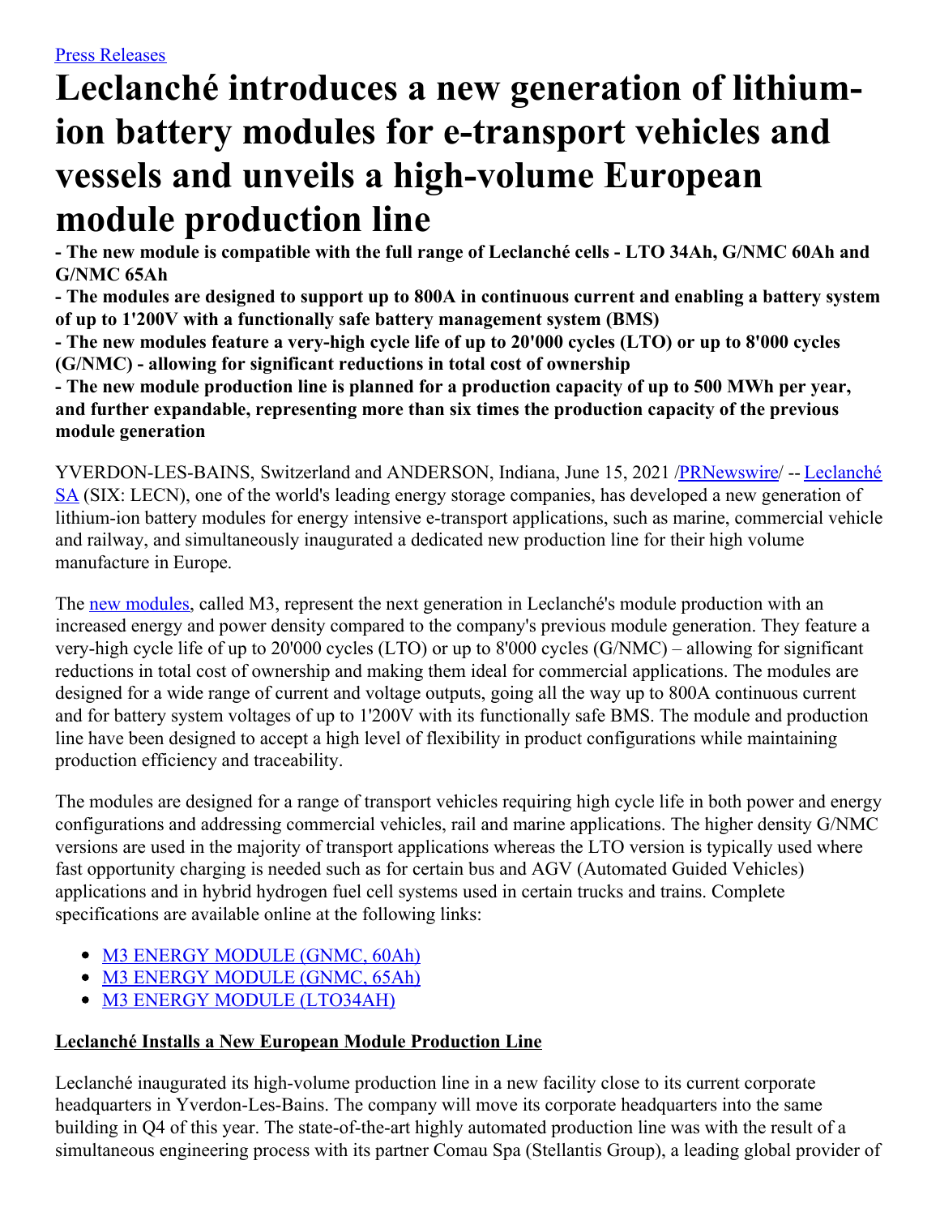[Press Releases]

# Leclanché introduces a new generation of lithium-ion battery modules for e-transport vehicles and vessels and unveils a high-volume European module production line

**- The new module is compatible with the full range of Leclanché cells - LTO 34Ah, G/NMC 60Ah and G/NMC 65Ah**

**- The modules are designed to support up to 800A in continuous current and enabling a battery system of up to 1'200V with a functionally safe battery management system (BMS)**

**- The new modules feature a very-high cycle life of up to 20'000 cycles (LTO) or up to 8'000 cycles (G/NMC) - allowing for significant reductions in total cost of ownership**

**- The new module production line is planned for a production capacity of up to 500 MWh per year, and further expandable, representing more than six times the production capacity of the previous module generation**

YVERDON-LES-BAINS, Switzerland and ANDERSON, Indiana, June 15, 2021 /PRNewswire/ -- Leclanché SA (SIX: LECN), one of the world's leading energy storage companies, has developed a new generation of lithium-ion battery modules for energy intensive e-transport applications, such as marine, commercial vehicle and railway, and simultaneously inaugurated a dedicated new production line for their high volume manufacture in Europe.

The new modules, called M3, represent the next generation in Leclanché's module production with an increased energy and power density compared to the company's previous module generation. They feature a very-high cycle life of up to 20'000 cycles (LTO) or up to 8'000 cycles (G/NMC) – allowing for significant reductions in total cost of ownership and making them ideal for commercial applications. The modules are designed for a wide range of current and voltage outputs, going all the way up to 800A continuous current and for battery system voltages of up to 1'200V with its functionally safe BMS. The module and production line have been designed to accept a high level of flexibility in product configurations while maintaining production efficiency and traceability.

The modules are designed for a range of transport vehicles requiring high cycle life in both power and energy configurations and addressing commercial vehicles, rail and marine applications. The higher density G/NMC versions are used in the majority of transport applications whereas the LTO version is typically used where fast opportunity charging is needed such as for certain bus and AGV (Automated Guided Vehicles) applications and in hybrid hydrogen fuel cell systems used in certain trucks and trains. Complete specifications are available online at the following links:

- M3 ENERGY MODULE (GNMC, 60Ah)
- M3 ENERGY MODULE (GNMC, 65Ah)
- M3 ENERGY MODULE (LTO34AH)

**Leclanché Installs a New European Module Production Line**

Leclanché inaugurated its high-volume production line in a new facility close to its current corporate headquarters in Yverdon-Les-Bains. The company will move its corporate headquarters into the same building in Q4 of this year. The state-of-the-art highly automated production line was with the result of a simultaneous engineering process with its partner Comau Spa (Stellantis Group), a leading global provider of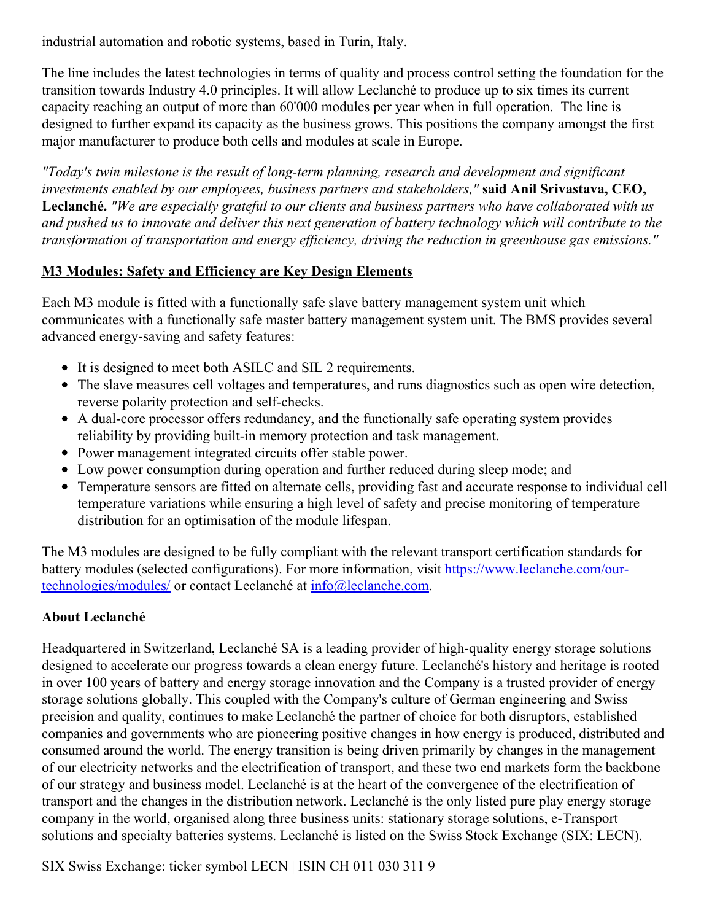industrial automation and robotic systems, based in Turin, Italy.

The line includes the latest technologies in terms of quality and process control setting the foundation for the transition towards Industry 4.0 principles. It will allow Leclanché to produce up to six times its current capacity reaching an output of more than 60'000 modules per year when in full operation. The line is designed to further expand its capacity as the business grows. This positions the company amongst the first major manufacturer to produce both cells and modules at scale in Europe.

*"Today's twin milestone is the result of long-term planning, research and development and significant investments enabled by our employees, business partners and stakeholders,"* **said Anil Srivastava, CEO, Leclanché.** *"We are especially grateful to our clients and business partners who have collaborated with us and pushed us to innovate and deliver this next generation of battery technology which will contribute to the transformation of transportation and energy efficiency, driving the reduction in greenhouse gas emissions."*

**M3 Modules: Safety and Efficiency are Key Design Elements**

Each M3 module is fitted with a functionally safe slave battery management system unit which communicates with a functionally safe master battery management system unit. The BMS provides several advanced energy-saving and safety features:

- It is designed to meet both ASILC and SIL 2 requirements.
- The slave measures cell voltages and temperatures, and runs diagnostics such as open wire detection, reverse polarity protection and self-checks.
- A dual-core processor offers redundancy, and the functionally safe operating system provides reliability by providing built-in memory protection and task management.
- Power management integrated circuits offer stable power.
- Low power consumption during operation and further reduced during sleep mode; and
- Temperature sensors are fitted on alternate cells, providing fast and accurate response to individual cell temperature variations while ensuring a high level of safety and precise monitoring of temperature distribution for an optimisation of the module lifespan.

The M3 modules are designed to be fully compliant with the relevant transport certification standards for battery modules (selected configurations). For more information, visit [https://www.leclanche.com/our-technologies/modules/](https://www.leclanche.com/our-technologies/modules/) or contact Leclanché at [info@leclanche.com](mailto:info@leclanche.com).

**About Leclanché**

Headquartered in Switzerland, Leclanché SA is a leading provider of high-quality energy storage solutions designed to accelerate our progress towards a clean energy future. Leclanché's history and heritage is rooted in over 100 years of battery and energy storage innovation and the Company is a trusted provider of energy storage solutions globally. This coupled with the Company's culture of German engineering and Swiss precision and quality, continues to make Leclanché the partner of choice for both disruptors, established companies and governments who are pioneering positive changes in how energy is produced, distributed and consumed around the world. The energy transition is being driven primarily by changes in the management of our electricity networks and the electrification of transport, and these two end markets form the backbone of our strategy and business model. Leclanché is at the heart of the convergence of the electrification of transport and the changes in the distribution network. Leclanché is the only listed pure play energy storage company in the world, organised along three business units: stationary storage solutions, e-Transport solutions and specialty batteries systems. Leclanché is listed on the Swiss Stock Exchange (SIX: LECN).

SIX Swiss Exchange: ticker symbol LECN | ISIN CH 011 030 311 9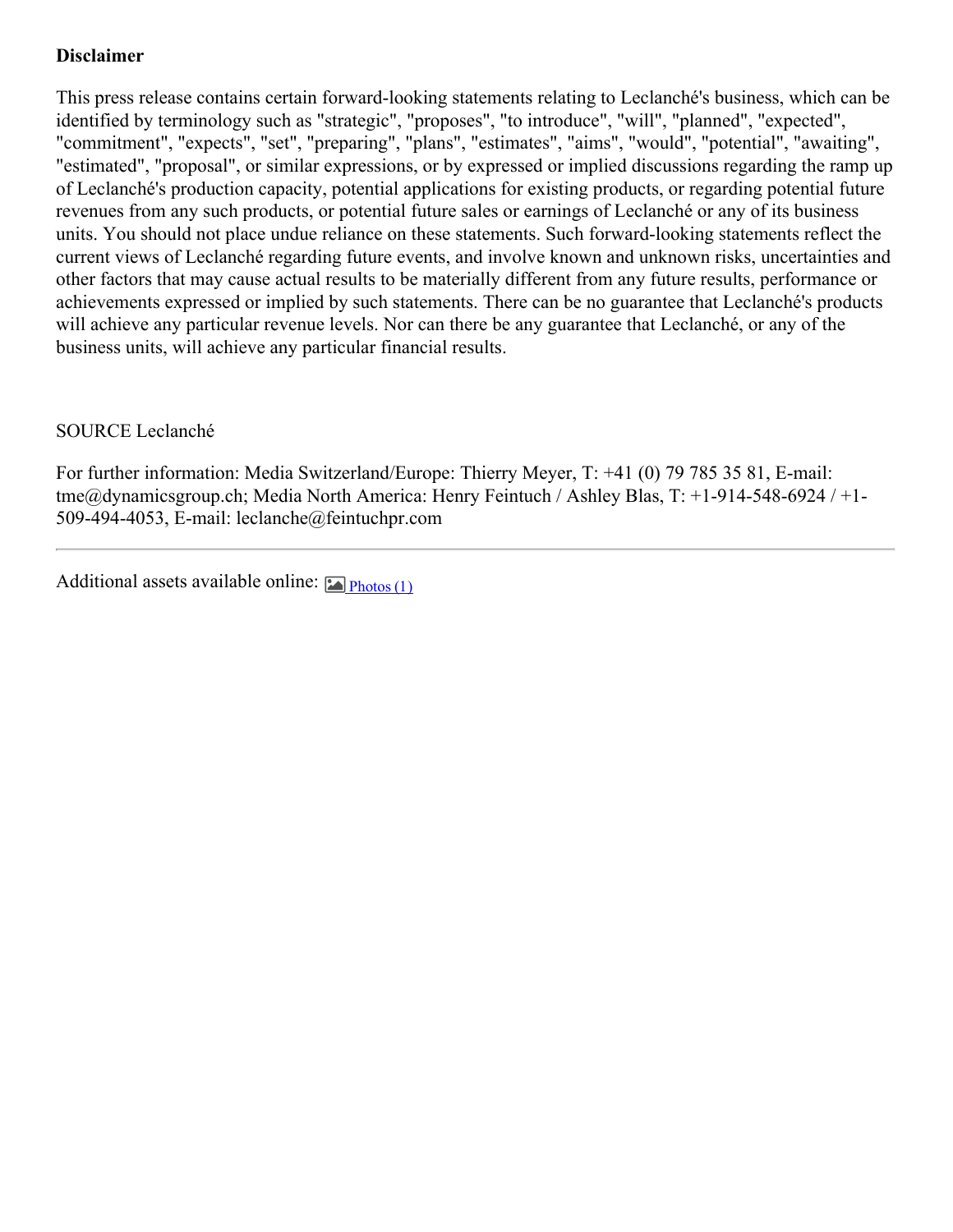**Disclaimer**

This press release contains certain forward-looking statements relating to Leclanché's business, which can be identified by terminology such as "strategic", "proposes", "to introduce", "will", "planned", "expected", "commitment", "expects", "set", "preparing", "plans", "estimates", "aims", "would", "potential", "awaiting", "estimated", "proposal", or similar expressions, or by expressed or implied discussions regarding the ramp up of Leclanché's production capacity, potential applications for existing products, or regarding potential future revenues from any such products, or potential future sales or earnings of Leclanché or any of its business units. You should not place undue reliance on these statements. Such forward-looking statements reflect the current views of Leclanché regarding future events, and involve known and unknown risks, uncertainties and other factors that may cause actual results to be materially different from any future results, performance or achievements expressed or implied by such statements. There can be no guarantee that Leclanché's products will achieve any particular revenue levels. Nor can there be any guarantee that Leclanché, or any of the business units, will achieve any particular financial results.

SOURCE Leclanché

For further information: Media Switzerland/Europe: Thierry Meyer, T: +41 (0) 79 785 35 81, E-mail: tme@dynamicsgroup.ch; Media North America: Henry Feintuch / Ashley Blas, T: +1-914-548-6924 / +1-509-494-4053, E-mail: leclanche@feintuchpr.com

---

Additional assets available online: Photos (1)